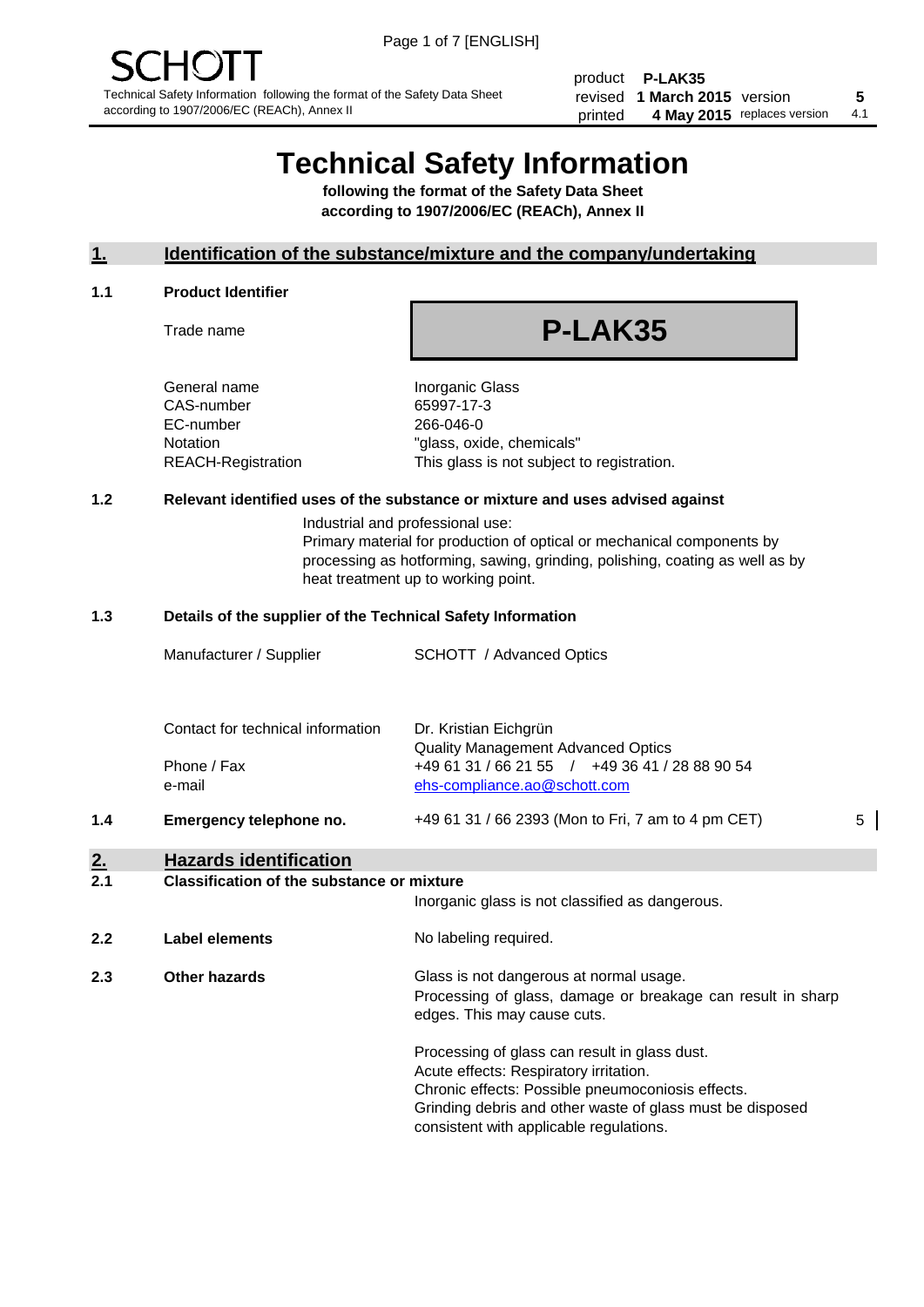SCHOTT

Technical Safety Information following the format of the Safety Data Sheet according to 1907/2006/EC (REACh), Annex II

| | | | |
|---|---|---|---|
| product | **P-LAK35** | | |
| revised | **1 March 2015** | version | **5** |
| printed | **4 May 2015** | replaces version | 4.1 |

# Technical Safety Information

**following the format of the Safety Data Sheet according to 1907/2006/EC (REACh), Annex II**

## 1. Identification of the substance/mixture and the company/undertaking

### 1.1 Product Identifier

| | |
|---|---|
| Trade name | **P-LAK35** |
| General name | Inorganic Glass |
| CAS-number | 65997-17-3 |
| EC-number | 266-046-0 |
| Notation | "glass, oxide, chemicals" |
| REACH-Registration | This glass is not subject to registration. |

### 1.2 Relevant identified uses of the substance or mixture and uses advised against

Industrial and professional use:
Primary material for production of optical or mechanical components by processing as hotforming, sawing, grinding, polishing, coating as well as by heat treatment up to working point.

### 1.3 Details of the supplier of the Technical Safety Information

| | |
|---|---|
| Manufacturer / Supplier | SCHOTT / Advanced Optics |
| Contact for technical information | Dr. Kristian Eichgrün<br>Quality Management Advanced Optics |
| Phone / Fax | +49 61 31 / 66 21 55 / +49 36 41 / 28 88 90 54 |
| e-mail | ehs-compliance.ao@schott.com |

### 1.4 Emergency telephone no.

+49 61 31 / 66 2393 (Mon to Fri, 7 am to 4 pm CET) 5

## 2. Hazards identification

### 2.1 Classification of the substance or mixture

Inorganic glass is not classified as dangerous.

### 2.2 Label elements

No labeling required.

### 2.3 Other hazards

Glass is not dangerous at normal usage.
Processing of glass, damage or breakage can result in sharp edges. This may cause cuts.

Processing of glass can result in glass dust.
Acute effects: Respiratory irritation.
Chronic effects: Possible pneumoconiosis effects.
Grinding debris and other waste of glass must be disposed consistent with applicable regulations.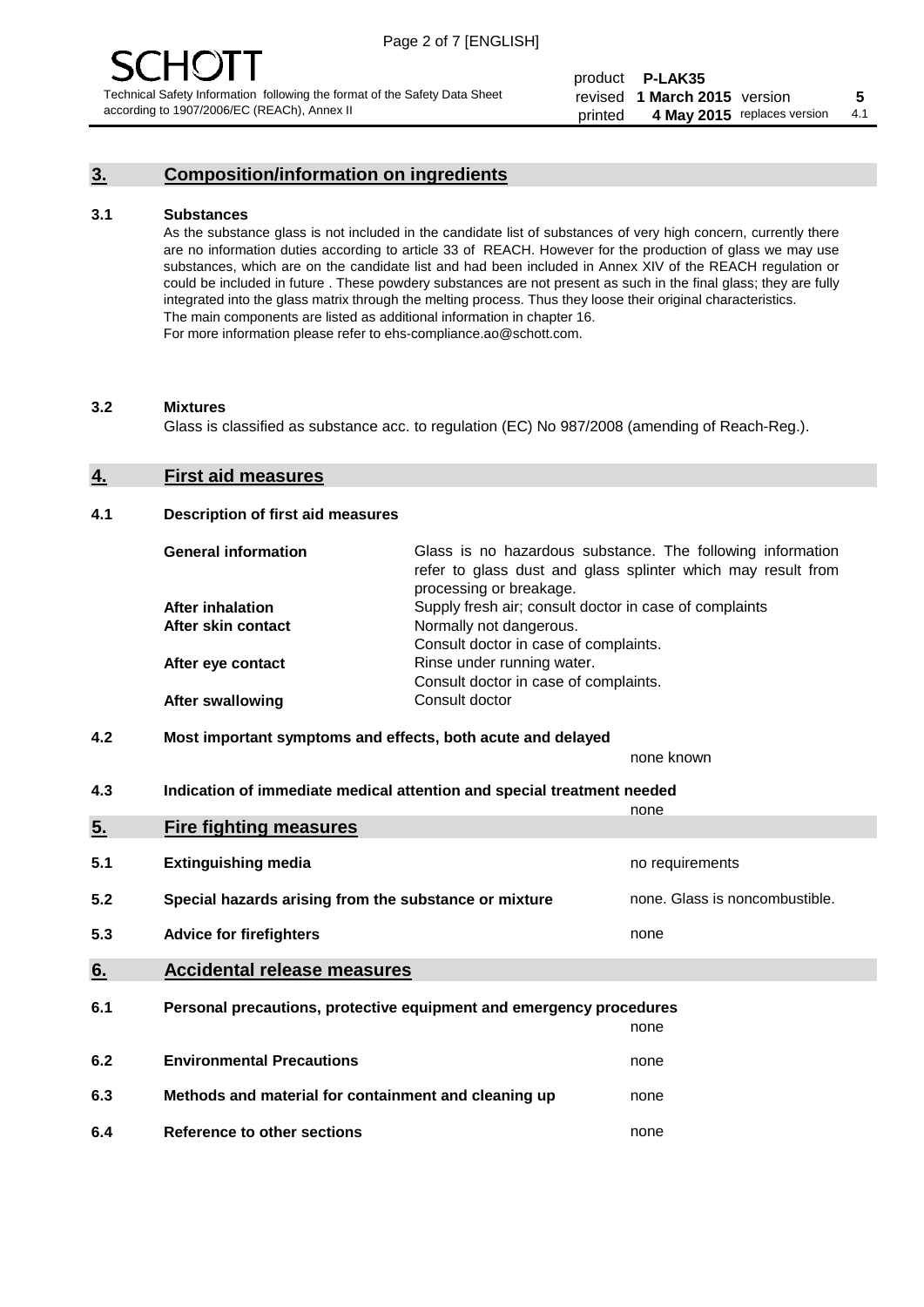## 3. Composition/information on ingredients

**3.1 Substances**

As the substance glass is not included in the candidate list of substances of very high concern, currently there are no information duties according to article 33 of REACH. However for the production of glass we may use substances, which are on the candidate list and had been included in Annex XIV of the REACH regulation or could be included in future . These powdery substances are not present as such in the final glass; they are fully integrated into the glass matrix through the melting process. Thus they loose their original characteristics. The main components are listed as additional information in chapter 16. For more information please refer to ehs-compliance.ao@schott.com.

**3.2 Mixtures**

Glass is classified as substance acc. to regulation (EC) No 987/2008 (amending of Reach-Reg.).

## 4. First aid measures

**4.1 Description of first aid measures**

| | |
|---|---|
| **General information** | Glass is no hazardous substance. The following information refer to glass dust and glass splinter which may result from processing or breakage. |
| **After inhalation** | Supply fresh air; consult doctor in case of complaints |
| **After skin contact** | Normally not dangerous. Consult doctor in case of complaints. |
| **After eye contact** | Rinse under running water. Consult doctor in case of complaints. |
| **After swallowing** | Consult doctor |

**4.2 Most important symptoms and effects, both acute and delayed**

none known

**4.3 Indication of immediate medical attention and special treatment needed**

none

## 5. Fire fighting measures

| | | |
|---|---|---|
| **5.1** | **Extinguishing media** | no requirements |
| **5.2** | **Special hazards arising from the substance or mixture** | none. Glass is noncombustible. |
| **5.3** | **Advice for firefighters** | none |

## 6. Accidental release measures

| | | |
|---|---|---|
| **6.1** | **Personal precautions, protective equipment and emergency procedures** | none |
| **6.2** | **Environmental Precautions** | none |
| **6.3** | **Methods and material for containment and cleaning up** | none |
| **6.4** | **Reference to other sections** | none |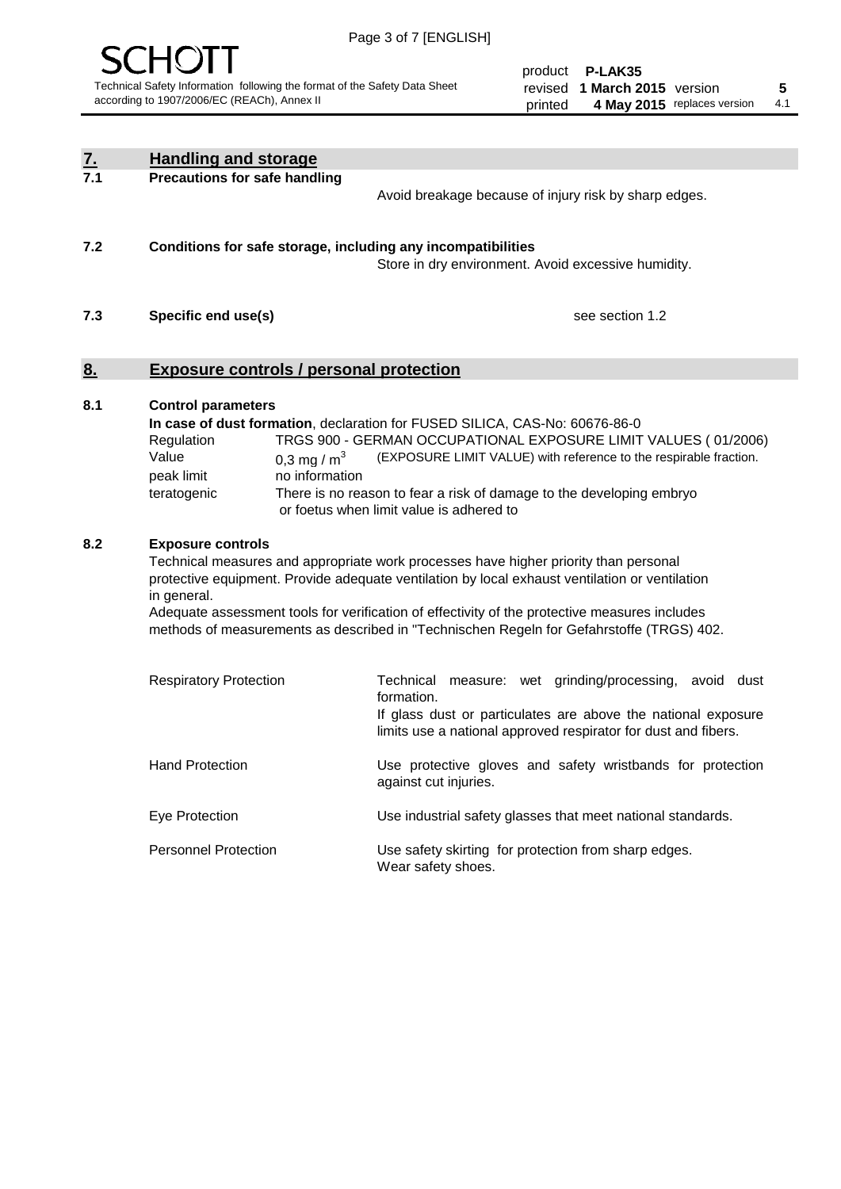## 7. Handling and storage

### 7.1 Precautions for safe handling

Avoid breakage because of injury risk by sharp edges.

### 7.2 Conditions for safe storage, including any incompatibilities

Store in dry environment. Avoid excessive humidity.

### 7.3 Specific end use(s)

see section 1.2

## 8. Exposure controls / personal protection

### 8.1 Control parameters

**In case of dust formation**, declaration for FUSED SILICA, CAS-No: 60676-86-0

| | |
|---|---|
| Regulation | TRGS 900 - GERMAN OCCUPATIONAL EXPOSURE LIMIT VALUES ( 01/2006) |
| Value | 0,3 mg / $m^3$ (EXPOSURE LIMIT VALUE) with reference to the respirable fraction. |
| peak limit | no information |
| teratogenic | There is no reason to fear a risk of damage to the developing embryo or foetus when limit value is adhered to |

### 8.2 Exposure controls

Technical measures and appropriate work processes have higher priority than personal protective equipment. Provide adequate ventilation by local exhaust ventilation or ventilation in general.

Adequate assessment tools for verification of effectivity of the protective measures includes methods of measurements as described in "Technischen Regeln for Gefahrstoffe (TRGS) 402.

| | |
|---|---|
| Respiratory Protection | Technical measure: wet grinding/processing, avoid dust formation. If glass dust or particulates are above the national exposure limits use a national approved respirator for dust and fibers. |
| Hand Protection | Use protective gloves and safety wristbands for protection against cut injuries. |
| Eye Protection | Use industrial safety glasses that meet national standards. |
| Personnel Protection | Use safety skirting for protection from sharp edges. Wear safety shoes. |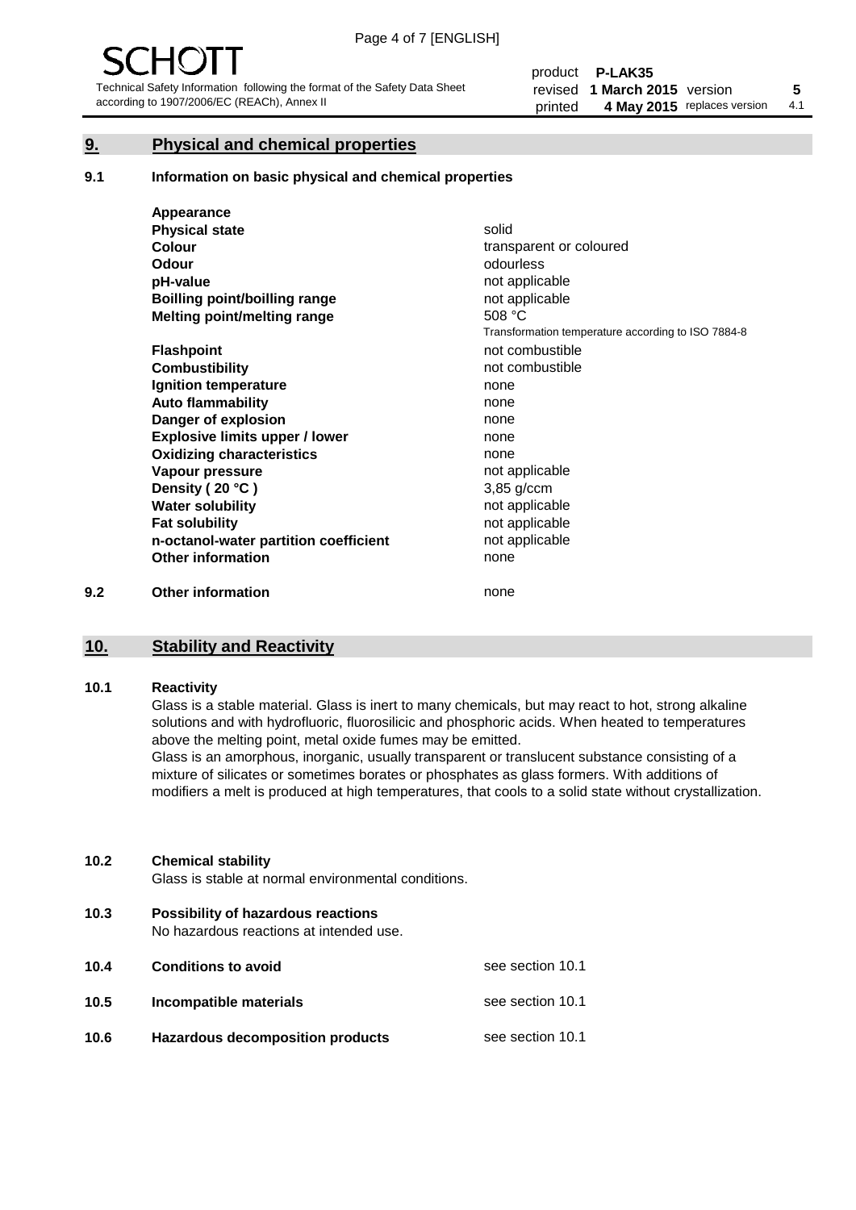SCHOTT

Technical Safety Information following the format of the Safety Data Sheet according to 1907/2006/EC (REACh), Annex II

| | | | |
|---|---|---|---|
| product | **P-LAK35** | | |
| revised | **1 March 2015** | version | **5** |
| printed | **4 May 2015** | replaces version | 4.1 |

## 9. Physical and chemical properties

### 9.1 Information on basic physical and chemical properties

| | |
|---|---|
| **Appearance** | |
| **Physical state** | solid |
| **Colour** | transparent or coloured |
| **Odour** | odourless |
| **pH-value** | not applicable |
| **Boilling point/boilling range** | not applicable |
| **Melting point/melting range** | 508 °C<br>Transformation temperature according to ISO 7884-8 |
| **Flashpoint** | not combustible |
| **Combustibility** | not combustible |
| **Ignition temperature** | none |
| **Auto flammability** | none |
| **Danger of explosion** | none |
| **Explosive limits upper / lower** | none |
| **Oxidizing characteristics** | none |
| **Vapour pressure** | not applicable |
| **Density ( 20 °C )** | 3,85 g/ccm |
| **Water solubility** | not applicable |
| **Fat solubility** | not applicable |
| **n-octanol-water partition coefficient** | not applicable |
| **Other information** | none |

### 9.2 Other information

none

## 10. Stability and Reactivity

### 10.1 Reactivity

Glass is a stable material. Glass is inert to many chemicals, but may react to hot, strong alkaline solutions and with hydrofluoric, fluorosilicic and phosphoric acids. When heated to temperatures above the melting point, metal oxide fumes may be emitted.

Glass is an amorphous, inorganic, usually transparent or translucent substance consisting of a mixture of silicates or sometimes borates or phosphates as glass formers. With additions of modifiers a melt is produced at high temperatures, that cools to a solid state without crystallization.

### 10.2 Chemical stability

Glass is stable at normal environmental conditions.

### 10.3 Possibility of hazardous reactions

No hazardous reactions at intended use.

| | | |
|---|---|---|
| **10.4** | **Conditions to avoid** | see section 10.1 |
| **10.5** | **Incompatible materials** | see section 10.1 |
| **10.6** | **Hazardous decomposition products** | see section 10.1 |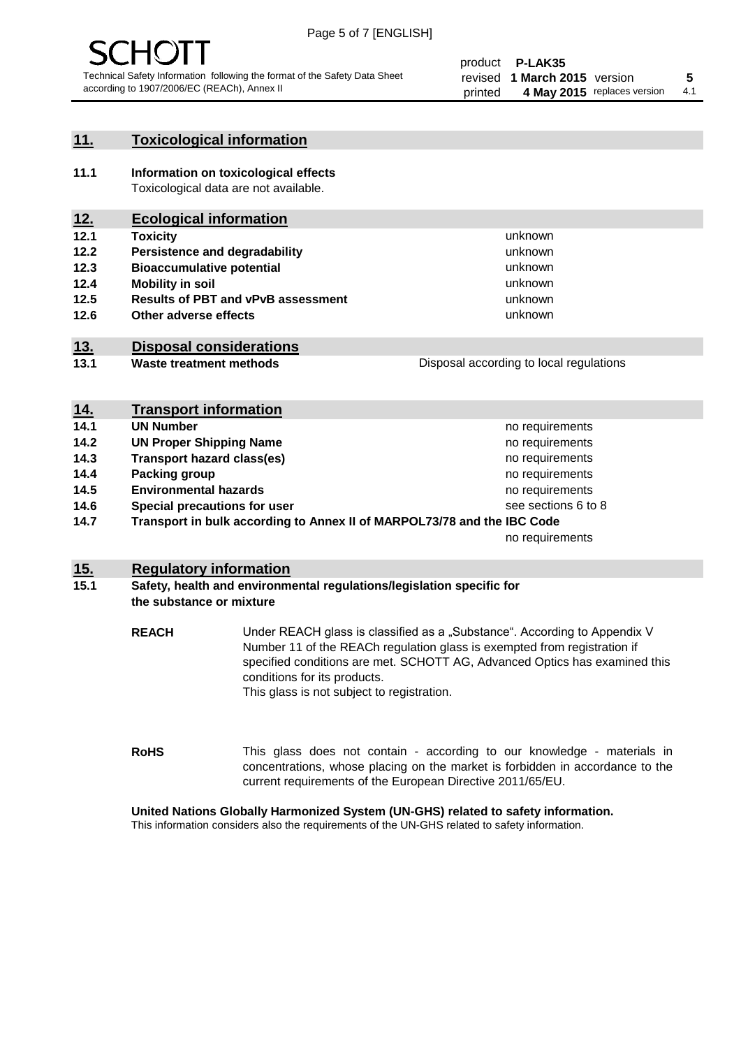## 11. Toxicological information

**11.1 Information on toxicological effects**
Toxicological data are not available.

## 12. Ecological information

| | | |
|---|---|---|
| **12.1** | **Toxicity** | unknown |
| **12.2** | **Persistence and degradability** | unknown |
| **12.3** | **Bioaccumulative potential** | unknown |
| **12.4** | **Mobility in soil** | unknown |
| **12.5** | **Results of PBT and vPvB assessment** | unknown |
| **12.6** | **Other adverse effects** | unknown |

## 13. Disposal considerations

| | | |
|---|---|---|
| **13.1** | **Waste treatment methods** | Disposal according to local regulations |

## 14. Transport information

| | | |
|---|---|---|
| **14.1** | **UN Number** | no requirements |
| **14.2** | **UN Proper Shipping Name** | no requirements |
| **14.3** | **Transport hazard class(es)** | no requirements |
| **14.4** | **Packing group** | no requirements |
| **14.5** | **Environmental hazards** | no requirements |
| **14.6** | **Special precautions for user** | see sections 6 to 8 |
| **14.7** | **Transport in bulk according to Annex II of MARPOL73/78 and the IBC Code** | no requirements |

## 15. Regulatory information

**15.1 Safety, health and environmental regulations/legislation specific for the substance or mixture**

**REACH** Under REACH glass is classified as a „Substance". According to Appendix V Number 11 of the REACh regulation glass is exempted from registration if specified conditions are met. SCHOTT AG, Advanced Optics has examined this conditions for its products.
This glass is not subject to registration.

**RoHS** This glass does not contain - according to our knowledge - materials in concentrations, whose placing on the market is forbidden in accordance to the current requirements of the European Directive 2011/65/EU.

**United Nations Globally Harmonized System (UN-GHS) related to safety information.**
This information considers also the requirements of the UN-GHS related to safety information.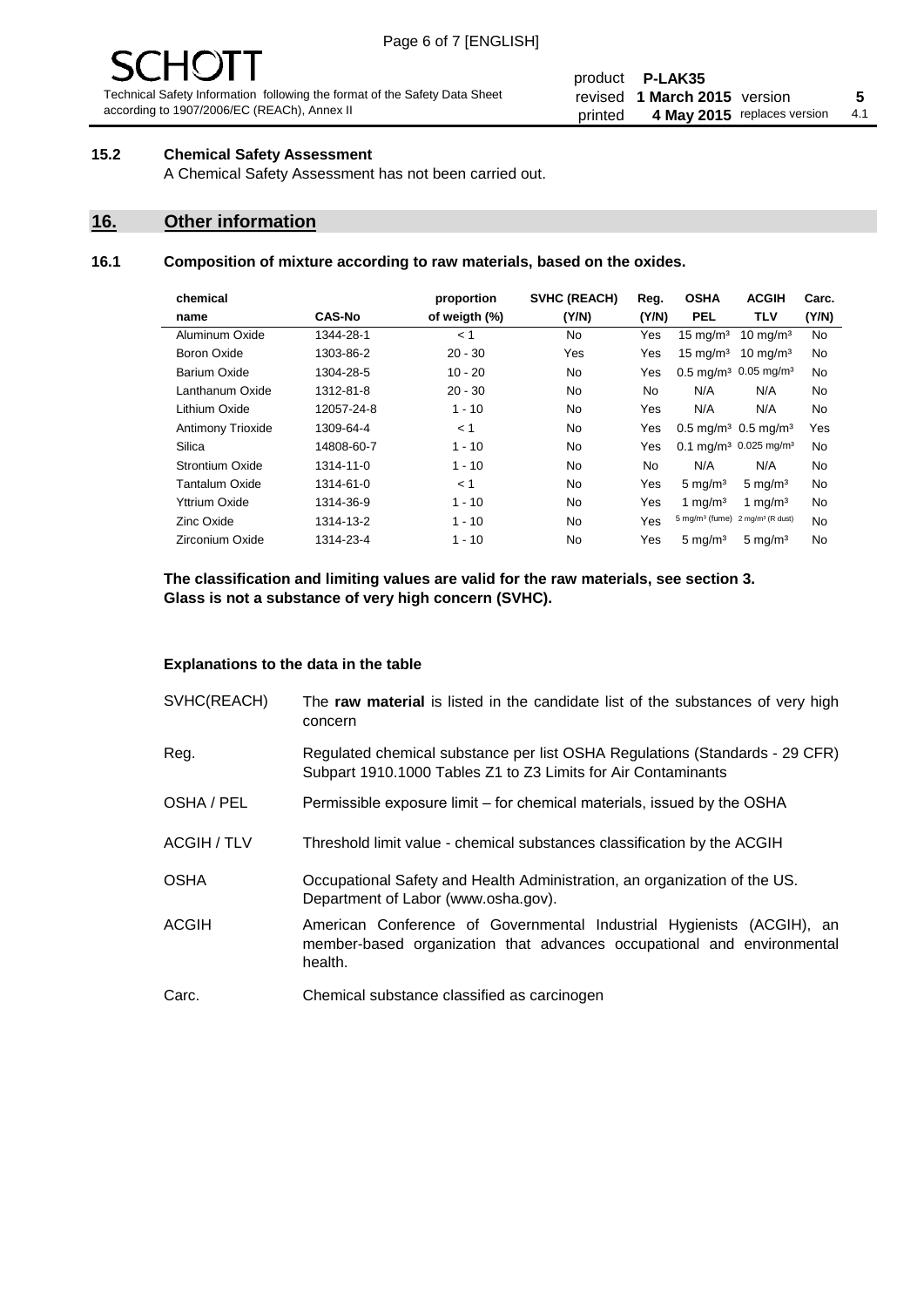### 15.2 Chemical Safety Assessment

A Chemical Safety Assessment has not been carried out.

## 16. Other information

### 16.1 Composition of mixture according to raw materials, based on the oxides.

| chemical name | CAS-No | proportion of weigth (%) | SVHC (REACH) (Y/N) | Reg. (Y/N) | OSHA PEL | ACGIH TLV | Carc. (Y/N) |
|---|---|---|---|---|---|---|---|
| Aluminum Oxide | 1344-28-1 | < 1 | No | Yes | 15 mg/m³ | 10 mg/m³ | No |
| Boron Oxide | 1303-86-2 | 20 - 30 | Yes | Yes | 15 mg/m³ | 10 mg/m³ | No |
| Barium Oxide | 1304-28-5 | 10 - 20 | No | Yes | 0.5 mg/m³ | 0.05 mg/m³ | No |
| Lanthanum Oxide | 1312-81-8 | 20 - 30 | No | No | N/A | N/A | No |
| Lithium Oxide | 12057-24-8 | 1 - 10 | No | Yes | N/A | N/A | No |
| Antimony Trioxide | 1309-64-4 | < 1 | No | Yes | 0.5 mg/m³ | 0.5 mg/m³ | Yes |
| Silica | 14808-60-7 | 1 - 10 | No | Yes | 0.1 mg/m³ | 0.025 mg/m³ | No |
| Strontium Oxide | 1314-11-0 | 1 - 10 | No | No | N/A | N/A | No |
| Tantalum Oxide | 1314-61-0 | < 1 | No | Yes | 5 mg/m³ | 5 mg/m³ | No |
| Yttrium Oxide | 1314-36-9 | 1 - 10 | No | Yes | 1 mg/m³ | 1 mg/m³ | No |
| Zinc Oxide | 1314-13-2 | 1 - 10 | No | Yes | 5 mg/m³ (fume) | 2 mg/m³ (R dust) | No |
| Zirconium Oxide | 1314-23-4 | 1 - 10 | No | Yes | 5 mg/m³ | 5 mg/m³ | No |

**The classification and limiting values are valid for the raw materials, see section 3.**
**Glass is not a substance of very high concern (SVHC).**

**Explanations to the data in the table**

| | |
|---|---|
| SVHC(REACH) | The **raw material** is listed in the candidate list of the substances of very high concern |
| Reg. | Regulated chemical substance per list OSHA Regulations (Standards - 29 CFR) Subpart 1910.1000 Tables Z1 to Z3 Limits for Air Contaminants |
| OSHA / PEL | Permissible exposure limit – for chemical materials, issued by the OSHA |
| ACGIH / TLV | Threshold limit value - chemical substances classification by the ACGIH |
| OSHA | Occupational Safety and Health Administration, an organization of the US. Department of Labor (www.osha.gov). |
| ACGIH | American Conference of Governmental Industrial Hygienists (ACGIH), an member-based organization that advances occupational and environmental health. |
| Carc. | Chemical substance classified as carcinogen |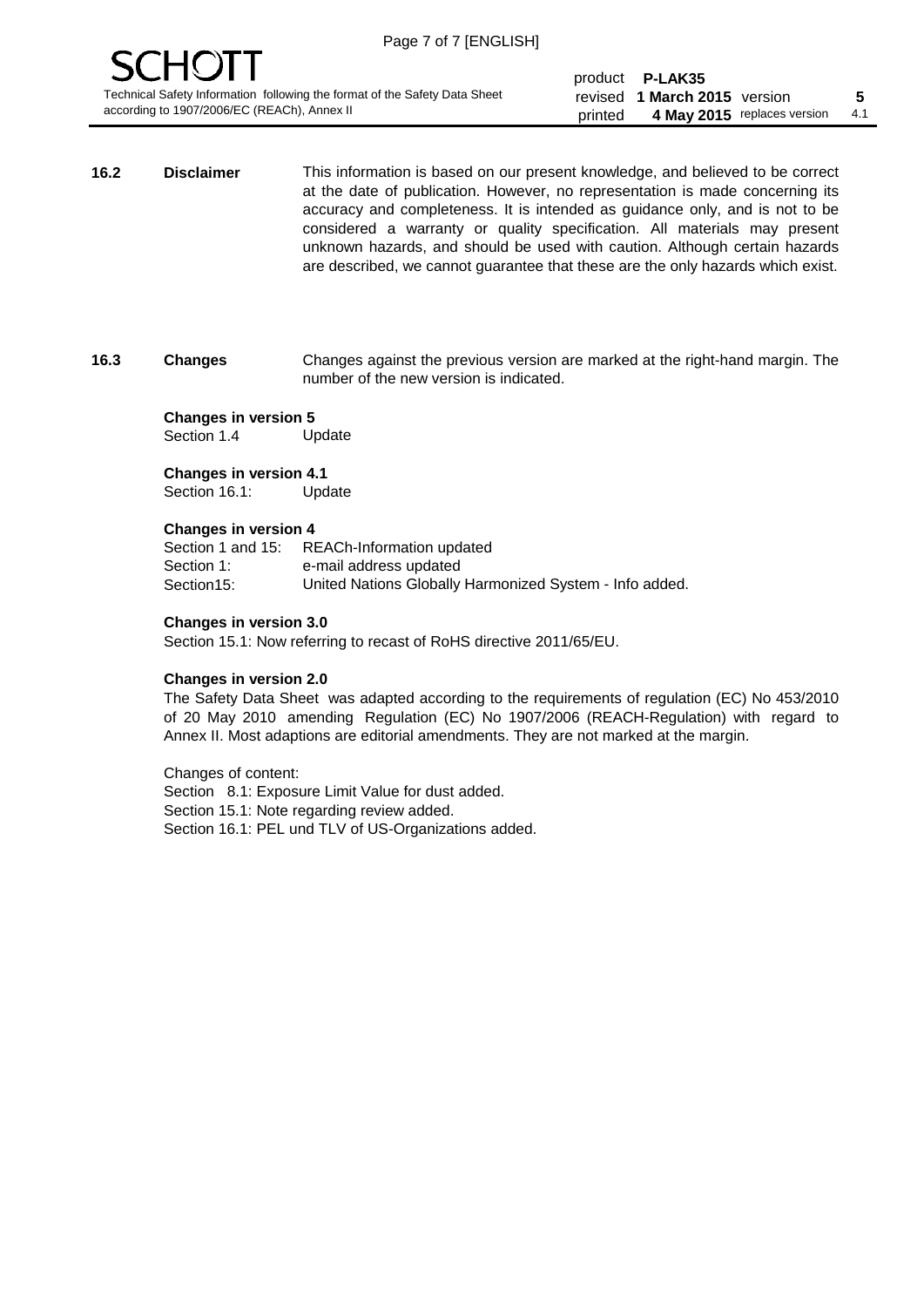## 16.2 Disclaimer

This information is based on our present knowledge, and believed to be correct at the date of publication. However, no representation is made concerning its accuracy and completeness. It is intended as guidance only, and is not to be considered a warranty or quality specification. All materials may present unknown hazards, and should be used with caution. Although certain hazards are described, we cannot guarantee that these are the only hazards which exist.

## 16.3 Changes

Changes against the previous version are marked at the right-hand margin. The number of the new version is indicated.

**Changes in version 5**

Section 1.4 Update

**Changes in version 4.1**

Section 16.1: Update

**Changes in version 4**

| | |
|---|---|
| Section 1 and 15: | REACh-Information updated |
| Section 1: | e-mail address updated |
| Section15: | United Nations Globally Harmonized System - Info added. |

**Changes in version 3.0**

Section 15.1: Now referring to recast of RoHS directive 2011/65/EU.

**Changes in version 2.0**

The Safety Data Sheet was adapted according to the requirements of regulation (EC) No 453/2010 of 20 May 2010 amending Regulation (EC) No 1907/2006 (REACH-Regulation) with regard to Annex II. Most adaptions are editorial amendments. They are not marked at the margin.

Changes of content:
Section 8.1: Exposure Limit Value for dust added.
Section 15.1: Note regarding review added.
Section 16.1: PEL und TLV of US-Organizations added.